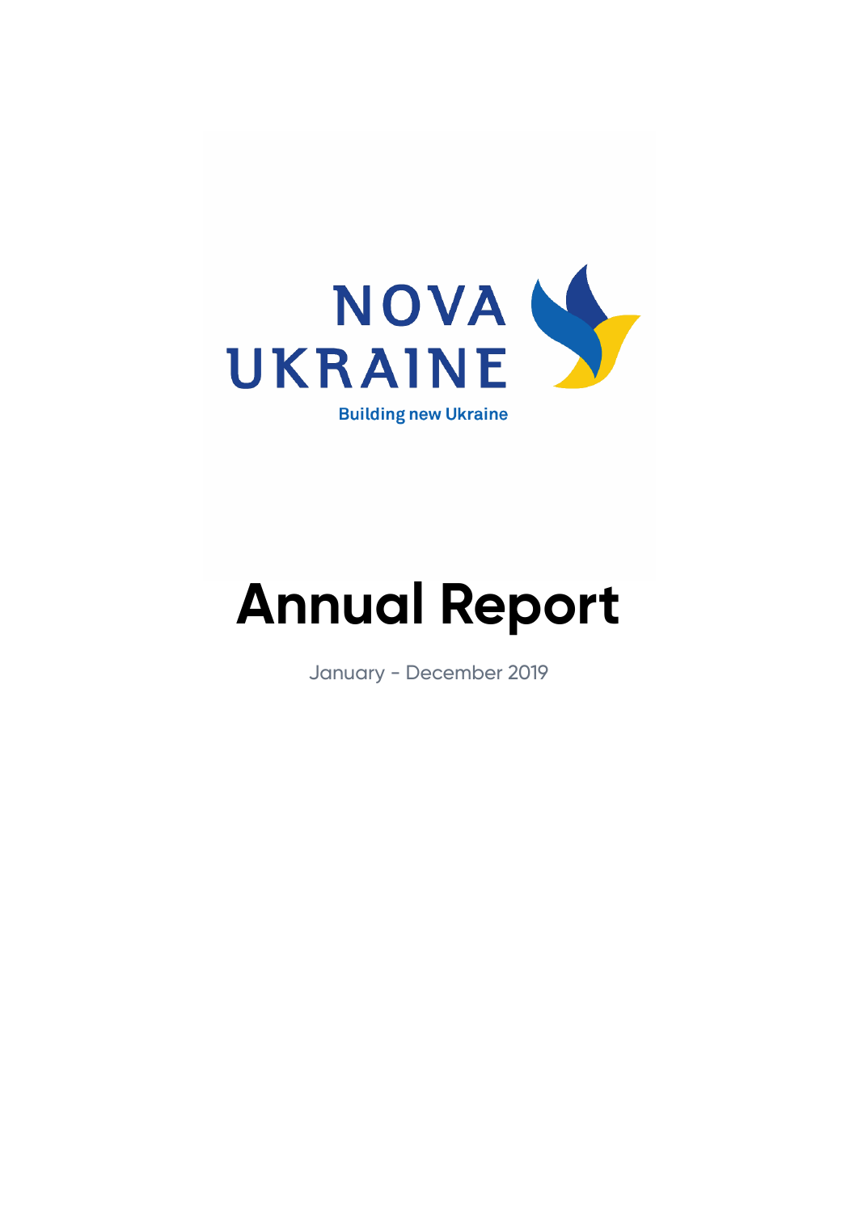NOVA UKRAINE

Building new Ukraine

# Annual Report

January - December 2019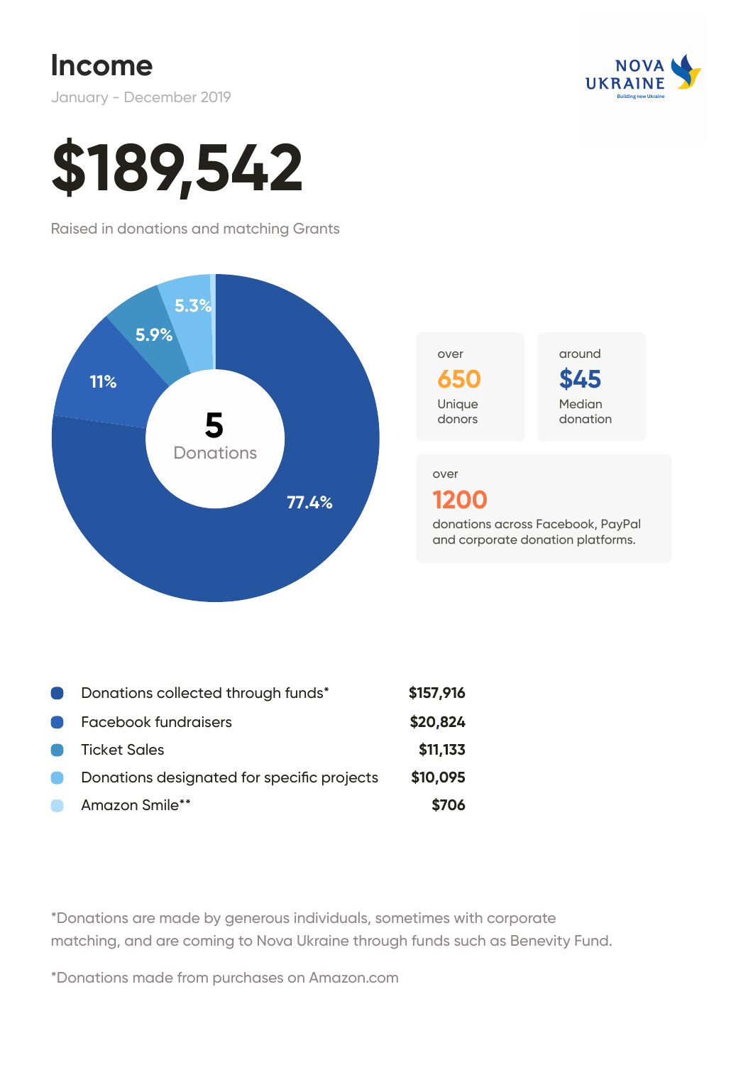# Income

January - December 2019

**$189,542**

Raised in donations and matching Grants

5 Donations

77.4% | 11% | 5.9% | 5.3%

over **650** Unique donors

around **$45** Median donation

over **1200** donations across Facebook, PayPal and corporate donation platforms.

| Source | Amount |
|---|---|
| Donations collected through funds* | $157,916 |
| Facebook fundraisers | $20,824 |
| Ticket Sales | $11,133 |
| Donations designated for specific projects | $10,095 |
| Amazon Smile** | $706 |

*Donations are made by generous individuals, sometimes with corporate matching, and are coming to Nova Ukraine through funds such as Benevity Fund.

*Donations made from purchases on Amazon.com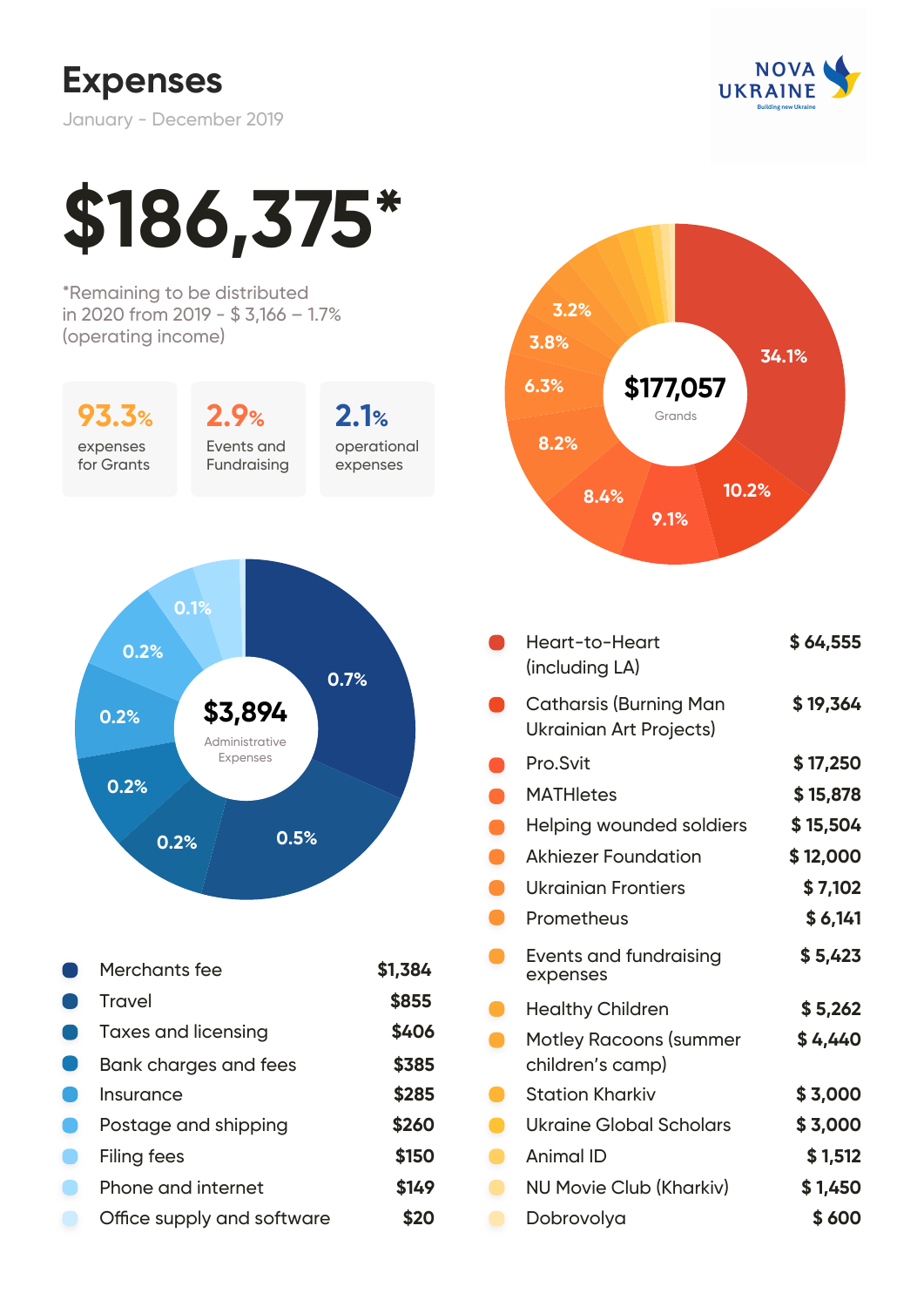# Expenses

January - December 2019

NOVA UKRAINE
Building new Ukraine

# $186,375*

*Remaining to be distributed in 2020 from 2019 - $ 3,166 – 1.7% (operating income)

| 93.3% | 2.9% | 2.1% |
|---|---|---|
| expenses for Grants | Events and Fundraising | operational expenses |

**$177,057**
Grands

34.1%, 10.2%, 9.1%, 8.4%, 8.2%, 6.3%, 3.8%, 3.2%

**$3,894**
Administrative Expenses

0.7%, 0.5%, 0.2%, 0.2%, 0.2%, 0.2%, 0.1%

| Item | Amount |
|---|---|
| Merchants fee | $1,384 |
| Travel | $855 |
| Taxes and licensing | $406 |
| Bank charges and fees | $385 |
| Insurance | $285 |
| Postage and shipping | $260 |
| Filing fees | $150 |
| Phone and internet | $149 |
| Office supply and software | $20 |

| Item | Amount |
|---|---|
| Heart-to-Heart (including LA) | $ 64,555 |
| Catharsis (Burning Man Ukrainian Art Projects) | $ 19,364 |
| Pro.Svit | $ 17,250 |
| MATHletes | $ 15,878 |
| Helping wounded soldiers | $ 15,504 |
| Akhiezer Foundation | $ 12,000 |
| Ukrainian Frontiers | $ 7,102 |
| Prometheus | $ 6,141 |
| Events and fundraising expenses | $ 5,423 |
| Healthy Children | $ 5,262 |
| Motley Racoons (summer children's camp) | $ 4,440 |
| Station Kharkiv | $ 3,000 |
| Ukraine Global Scholars | $ 3,000 |
| Animal ID | $ 1,512 |
| NU Movie Club (Kharkiv) | $ 1,450 |
| Dobrovolya | $ 600 |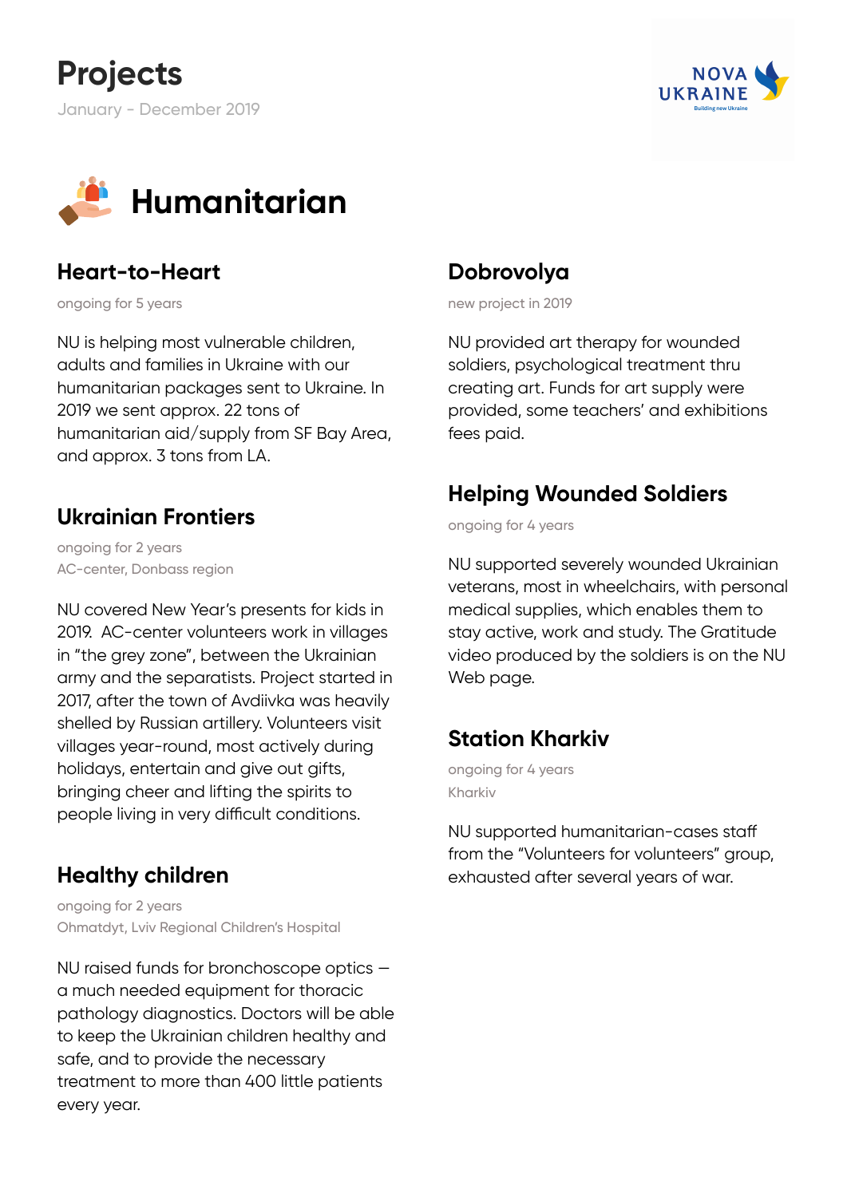# Projects

January - December 2019

## Humanitarian

### Heart-to-Heart

ongoing for 5 years

NU is helping most vulnerable children, adults and families in Ukraine with our humanitarian packages sent to Ukraine. In 2019 we sent approx. 22 tons of humanitarian aid/supply from SF Bay Area, and approx. 3 tons from LA.

### Ukrainian Frontiers

ongoing for 2 years
AC-center, Donbass region

NU covered New Year's presents for kids in 2019. AC-center volunteers work in villages in "the grey zone", between the Ukrainian army and the separatists. Project started in 2017, after the town of Avdiivka was heavily shelled by Russian artillery. Volunteers visit villages year-round, most actively during holidays, entertain and give out gifts, bringing cheer and lifting the spirits to people living in very difficult conditions.

### Healthy children

ongoing for 2 years
Ohmatdyt, Lviv Regional Children's Hospital

NU raised funds for bronchoscope optics — a much needed equipment for thoracic pathology diagnostics. Doctors will be able to keep the Ukrainian children healthy and safe, and to provide the necessary treatment to more than 400 little patients every year.

### Dobrovolya

new project in 2019

NU provided art therapy for wounded soldiers, psychological treatment thru creating art. Funds for art supply were provided, some teachers' and exhibitions fees paid.

### Helping Wounded Soldiers

ongoing for 4 years

NU supported severely wounded Ukrainian veterans, most in wheelchairs, with personal medical supplies, which enables them to stay active, work and study. The Gratitude video produced by the soldiers is on the NU Web page.

### Station Kharkiv

ongoing for 4 years
Kharkiv

NU supported humanitarian-cases staff from the "Volunteers for volunteers" group, exhausted after several years of war.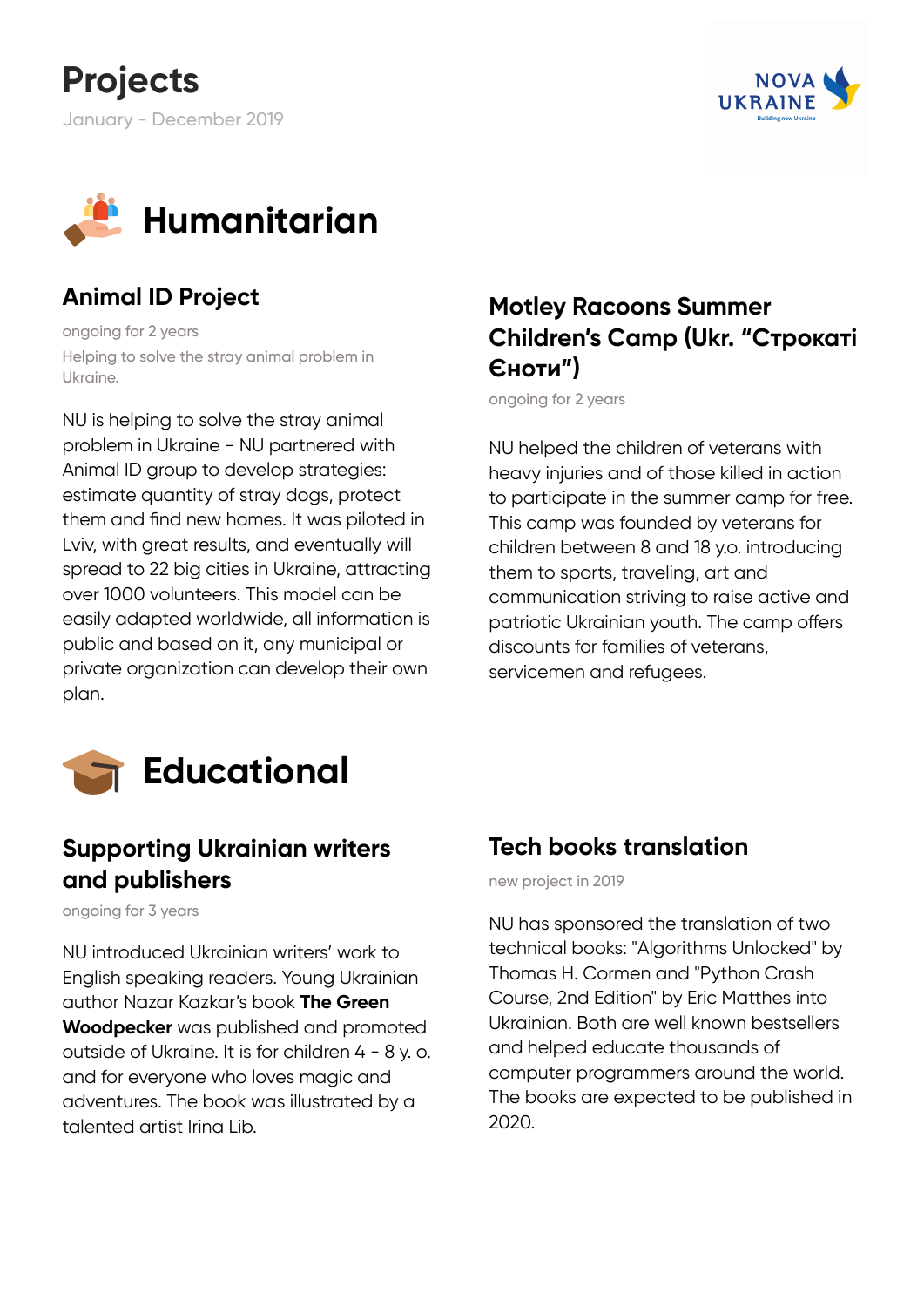# Projects

January - December 2019

## Humanitarian

### Animal ID Project

ongoing for 2 years

Helping to solve the stray animal problem in Ukraine.

NU is helping to solve the stray animal problem in Ukraine - NU partnered with Animal ID group to develop strategies: estimate quantity of stray dogs, protect them and find new homes. It was piloted in Lviv, with great results, and eventually will spread to 22 big cities in Ukraine, attracting over 1000 volunteers. This model can be easily adapted worldwide, all information is public and based on it, any municipal or private organization can develop their own plan.

### Motley Racoons Summer Children's Camp (Ukr. "Строкаті Єноти")

ongoing for 2 years

NU helped the children of veterans with heavy injuries and of those killed in action to participate in the summer camp for free. This camp was founded by veterans for children between 8 and 18 y.o. introducing them to sports, traveling, art and communication striving to raise active and patriotic Ukrainian youth. The camp offers discounts for families of veterans, servicemen and refugees.

## Educational

### Supporting Ukrainian writers and publishers

ongoing for 3 years

NU introduced Ukrainian writers' work to English speaking readers. Young Ukrainian author Nazar Kazkar's book **The Green Woodpecker** was published and promoted outside of Ukraine. It is for children 4 - 8 y. o. and for everyone who loves magic and adventures. The book was illustrated by a talented artist Irina Lib.

### Tech books translation

new project in 2019

NU has sponsored the translation of two technical books: "Algorithms Unlocked" by Thomas H. Cormen and "Python Crash Course, 2nd Edition" by Eric Matthes into Ukrainian. Both are well known bestsellers and helped educate thousands of computer programmers around the world. The books are expected to be published in 2020.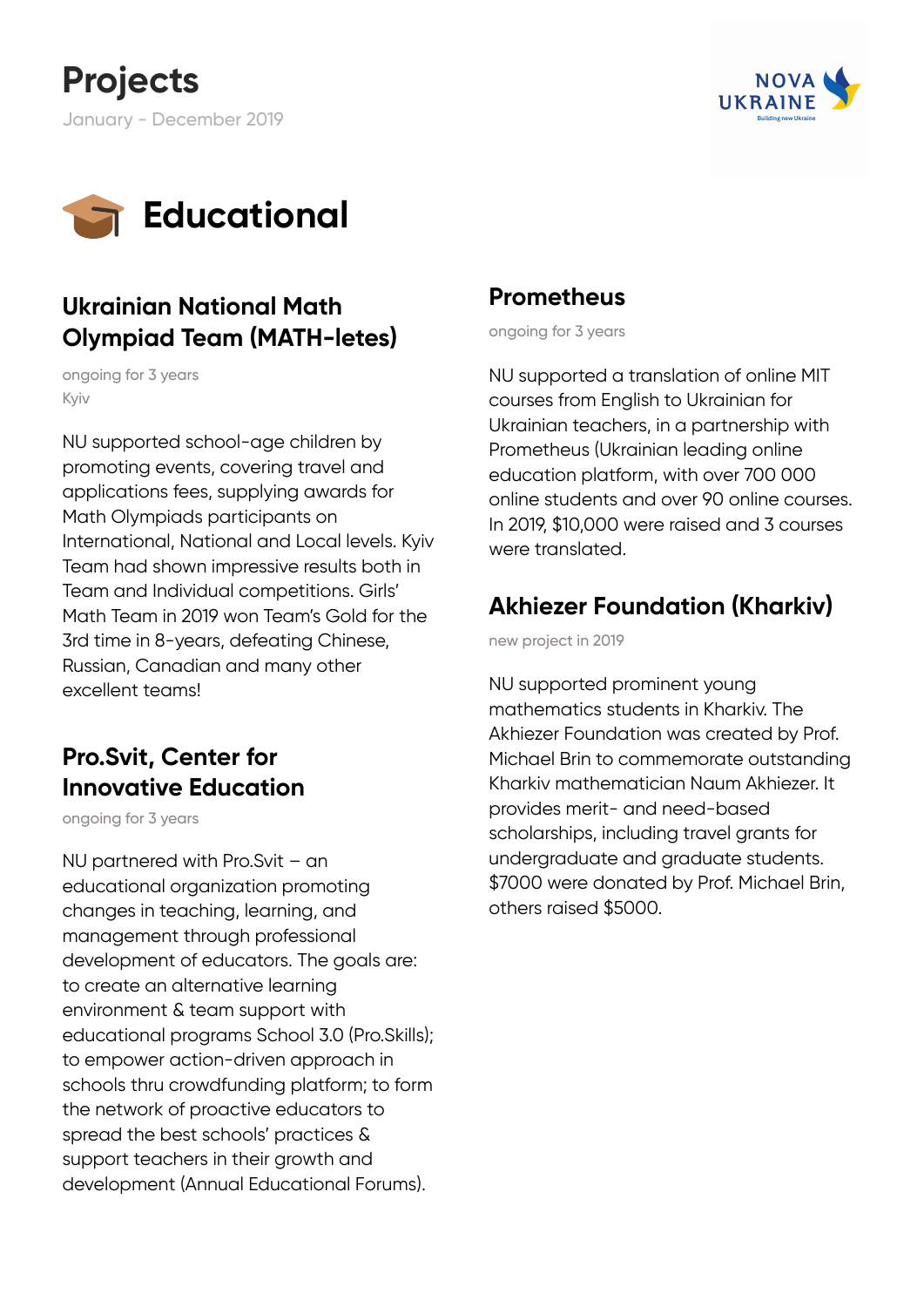# Projects

January - December 2019

## Educational

### Ukrainian National Math Olympiad Team (MATH-letes)

ongoing for 3 years
Kyiv

NU supported school-age children by promoting events, covering travel and applications fees, supplying awards for Math Olympiads participants on International, National and Local levels. Kyiv Team had shown impressive results both in Team and Individual competitions. Girls' Math Team in 2019 won Team's Gold for the 3rd time in 8-years, defeating Chinese, Russian, Canadian and many other excellent teams!

### Pro.Svit, Center for Innovative Education

ongoing for 3 years

NU partnered with Pro.Svit – an educational organization promoting changes in teaching, learning, and management through professional development of educators. The goals are: to create an alternative learning environment & team support with educational programs School 3.0 (Pro.Skills); to empower action-driven approach in schools thru crowdfunding platform; to form the network of proactive educators to spread the best schools' practices & support teachers in their growth and development (Annual Educational Forums).

### Prometheus

ongoing for 3 years

NU supported a translation of online MIT courses from English to Ukrainian for Ukrainian teachers, in a partnership with Prometheus (Ukrainian leading online education platform, with over 700 000 online students and over 90 online courses. In 2019, $10,000 were raised and 3 courses were translated.

### Akhiezer Foundation (Kharkiv)

new project in 2019

NU supported prominent young mathematics students in Kharkiv. The Akhiezer Foundation was created by Prof. Michael Brin to commemorate outstanding Kharkiv mathematician Naum Akhiezer. It provides merit- and need-based scholarships, including travel grants for undergraduate and graduate students. $7000 were donated by Prof. Michael Brin, others raised $5000.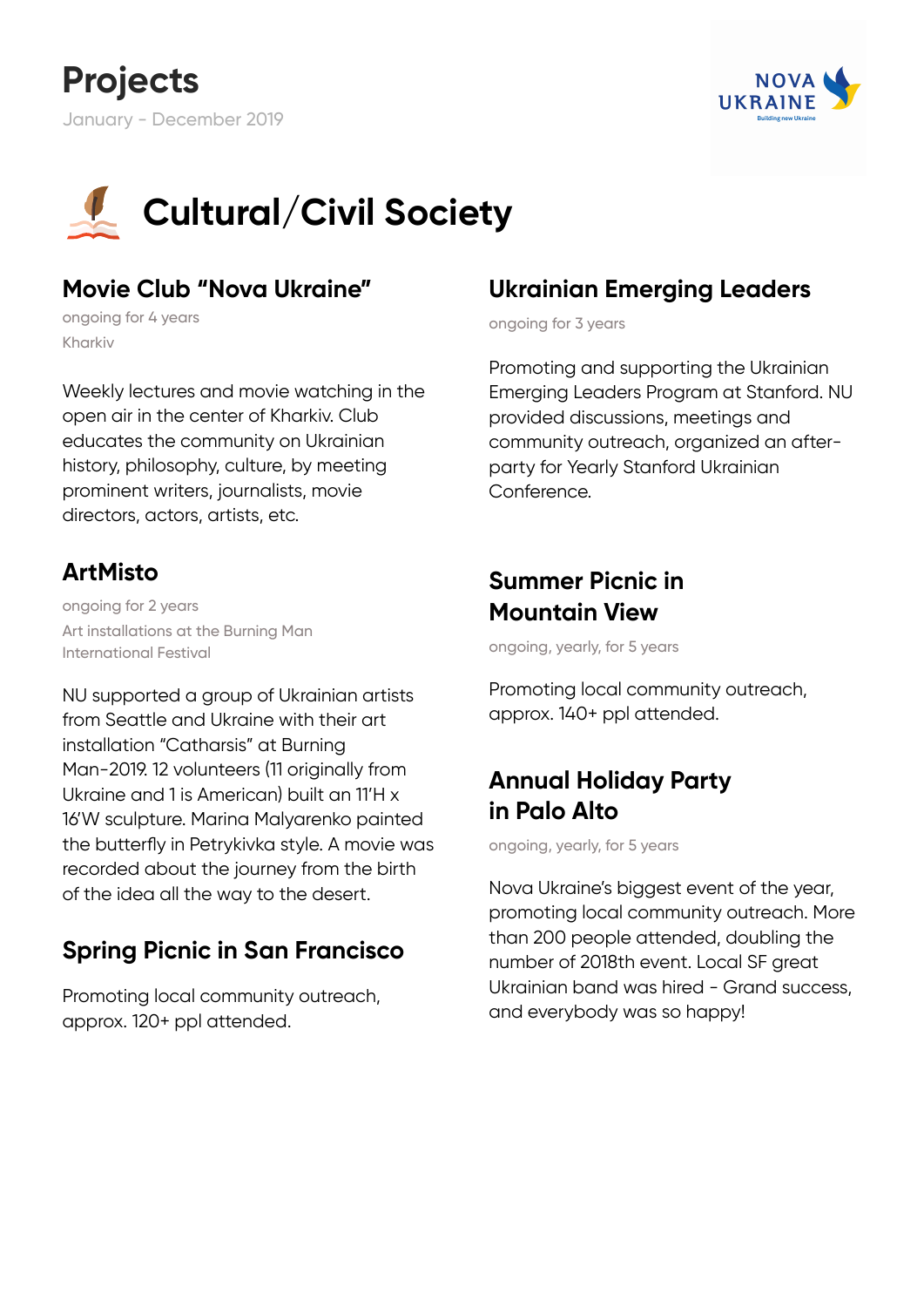# Projects

January - December 2019

## Cultural/Civil Society

### Movie Club "Nova Ukraine"

ongoing for 4 years

Kharkiv

Weekly lectures and movie watching in the open air in the center of Kharkiv. Club educates the community on Ukrainian history, philosophy, culture, by meeting prominent writers, journalists, movie directors, actors, artists, etc.

### ArtMisto

ongoing for 2 years

Art installations at the Burning Man International Festival

NU supported a group of Ukrainian artists from Seattle and Ukraine with their art installation "Catharsis" at Burning Man-2019. 12 volunteers (11 originally from Ukraine and 1 is American) built an 11'H x 16'W sculpture. Marina Malyarenko painted the butterfly in Petrykivka style. A movie was recorded about the journey from the birth of the idea all the way to the desert.

### Spring Picnic in San Francisco

Promoting local community outreach, approx. 120+ ppl attended.

### Ukrainian Emerging Leaders

ongoing for 3 years

Promoting and supporting the Ukrainian Emerging Leaders Program at Stanford. NU provided discussions, meetings and community outreach, organized an after-party for Yearly Stanford Ukrainian Conference.

### Summer Picnic in Mountain View

ongoing, yearly, for 5 years

Promoting local community outreach, approx. 140+ ppl attended.

### Annual Holiday Party in Palo Alto

ongoing, yearly, for 5 years

Nova Ukraine's biggest event of the year, promoting local community outreach. More than 200 people attended, doubling the number of 2018th event. Local SF great Ukrainian band was hired - Grand success, and everybody was so happy!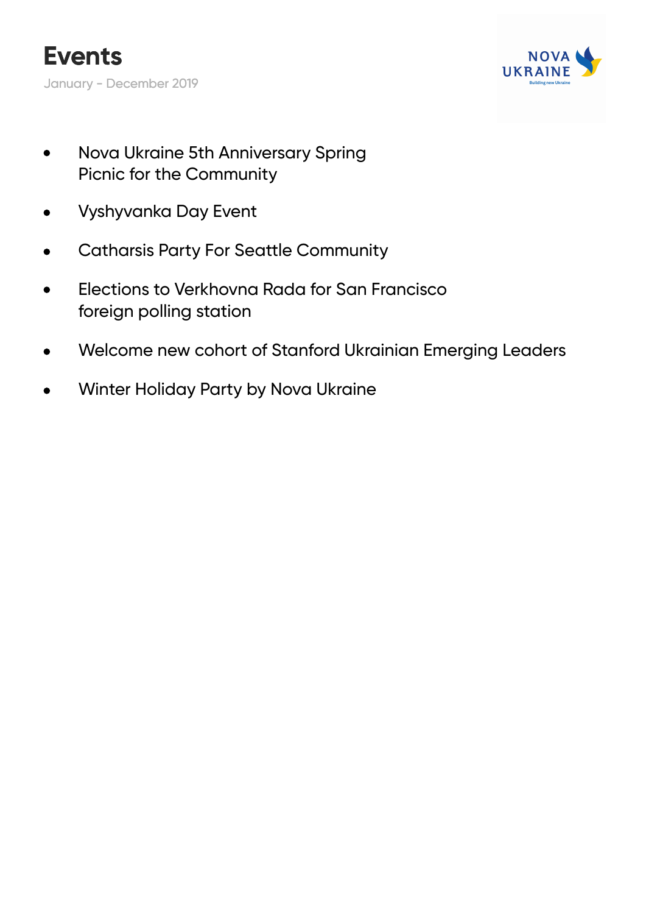# Events

January - December 2019

- Nova Ukraine 5th Anniversary Spring Picnic for the Community
- Vyshyvanka Day Event
- Catharsis Party For Seattle Community
- Elections to Verkhovna Rada for San Francisco foreign polling station
- Welcome new cohort of Stanford Ukrainian Emerging Leaders
- Winter Holiday Party by Nova Ukraine